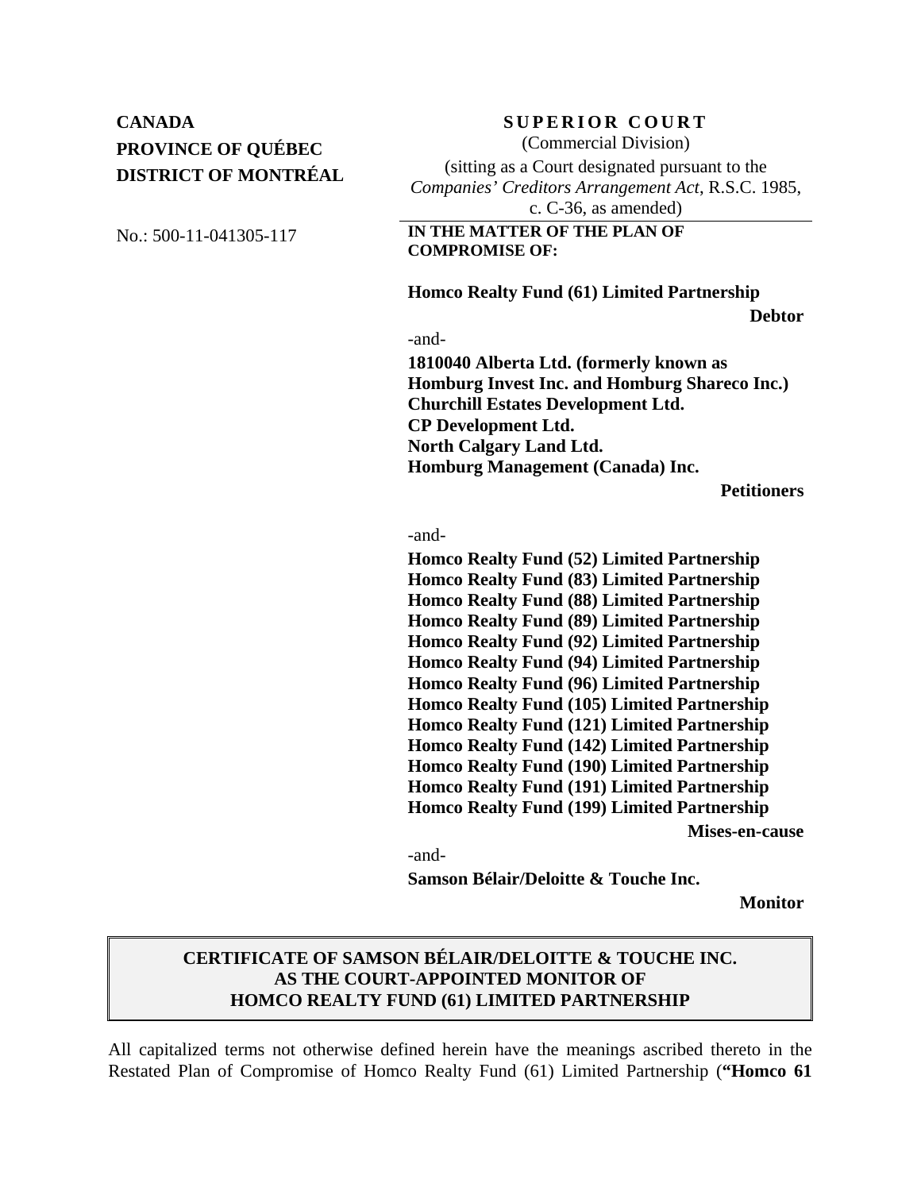**CANADA**
**PROVINCE OF QUÉBEC**
**DISTRICT OF MONTRÉAL**

No.: 500-11-041305-117

**SUPERIOR COURT**
(Commercial Division)
(sitting as a Court designated pursuant to the *Companies' Creditors Arrangement Act*, R.S.C. 1985, c. C-36, as amended)

**IN THE MATTER OF THE PLAN OF COMPROMISE OF:**

**Homco Realty Fund (61) Limited Partnership**
**Debtor**

-and-

**1810040 Alberta Ltd. (formerly known as Homburg Invest Inc. and Homburg Shareco Inc.)**
**Churchill Estates Development Ltd.**
**CP Development Ltd.**
**North Calgary Land Ltd.**
**Homburg Management (Canada) Inc.**
**Petitioners**

-and-

**Homco Realty Fund (52) Limited Partnership**
**Homco Realty Fund (83) Limited Partnership**
**Homco Realty Fund (88) Limited Partnership**
**Homco Realty Fund (89) Limited Partnership**
**Homco Realty Fund (92) Limited Partnership**
**Homco Realty Fund (94) Limited Partnership**
**Homco Realty Fund (96) Limited Partnership**
**Homco Realty Fund (105) Limited Partnership**
**Homco Realty Fund (121) Limited Partnership**
**Homco Realty Fund (142) Limited Partnership**
**Homco Realty Fund (190) Limited Partnership**
**Homco Realty Fund (191) Limited Partnership**
**Homco Realty Fund (199) Limited Partnership**
**Mises-en-cause**

-and-

**Samson Bélair/Deloitte & Touche Inc.**
**Monitor**

## CERTIFICATE OF SAMSON BÉLAIR/DELOITTE & TOUCHE INC. AS THE COURT-APPOINTED MONITOR OF HOMCO REALTY FUND (61) LIMITED PARTNERSHIP

All capitalized terms not otherwise defined herein have the meanings ascribed thereto in the Restated Plan of Compromise of Homco Realty Fund (61) Limited Partnership (**"Homco 61**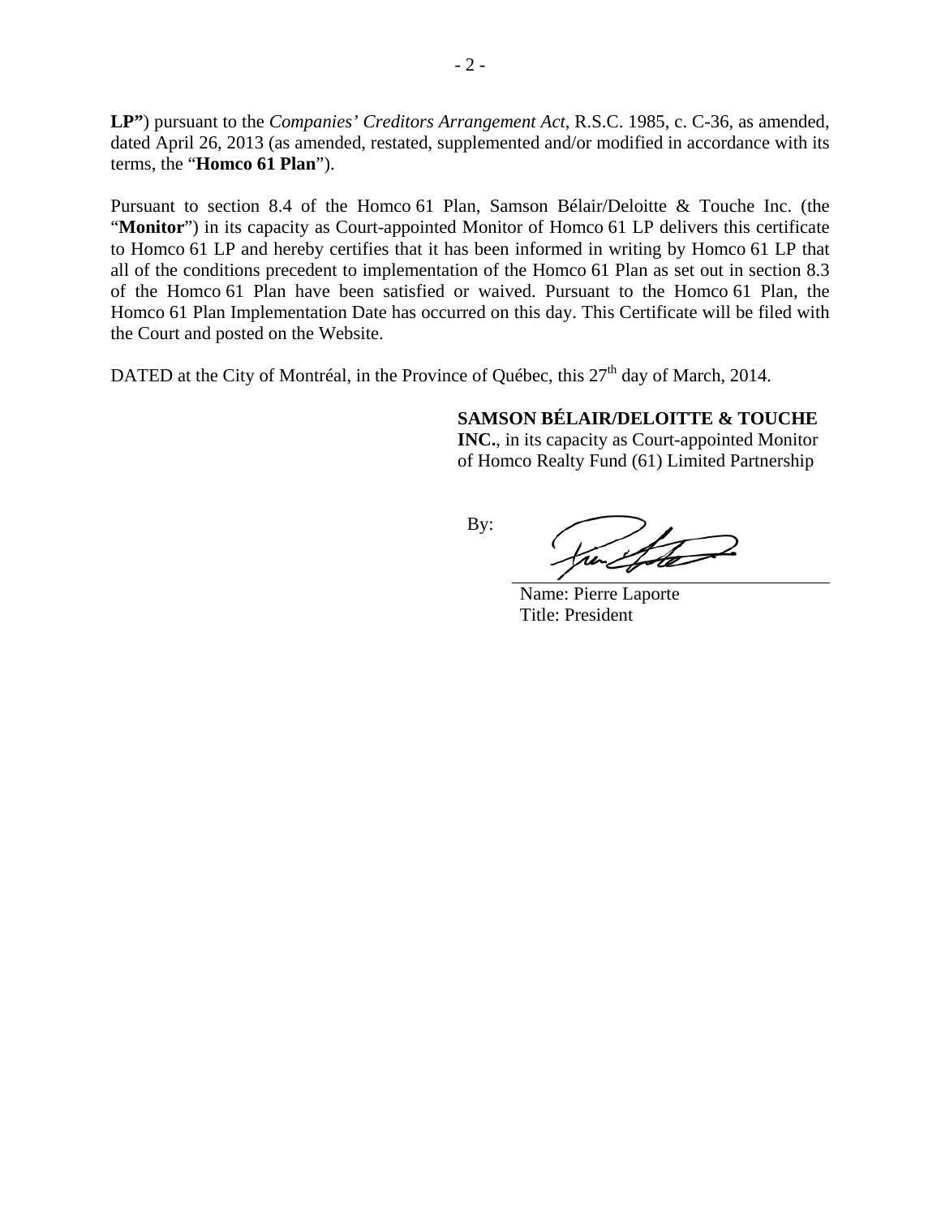**LP"**) pursuant to the *Companies' Creditors Arrangement Act*, R.S.C. 1985, c. C-36, as amended, dated April 26, 2013 (as amended, restated, supplemented and/or modified in accordance with its terms, the "**Homco 61 Plan**").

Pursuant to section 8.4 of the Homco 61 Plan, Samson Bélair/Deloitte & Touche Inc. (the "**Monitor**") in its capacity as Court-appointed Monitor of Homco 61 LP delivers this certificate to Homco 61 LP and hereby certifies that it has been informed in writing by Homco 61 LP that all of the conditions precedent to implementation of the Homco 61 Plan as set out in section 8.3 of the Homco 61 Plan have been satisfied or waived. Pursuant to the Homco 61 Plan, the Homco 61 Plan Implementation Date has occurred on this day. This Certificate will be filed with the Court and posted on the Website.

DATED at the City of Montréal, in the Province of Québec, this 27th day of March, 2014.

**SAMSON BÉLAIR/DELOITTE & TOUCHE INC.**, in its capacity as Court-appointed Monitor of Homco Realty Fund (61) Limited Partnership

By:

Name: Pierre Laporte
Title: President